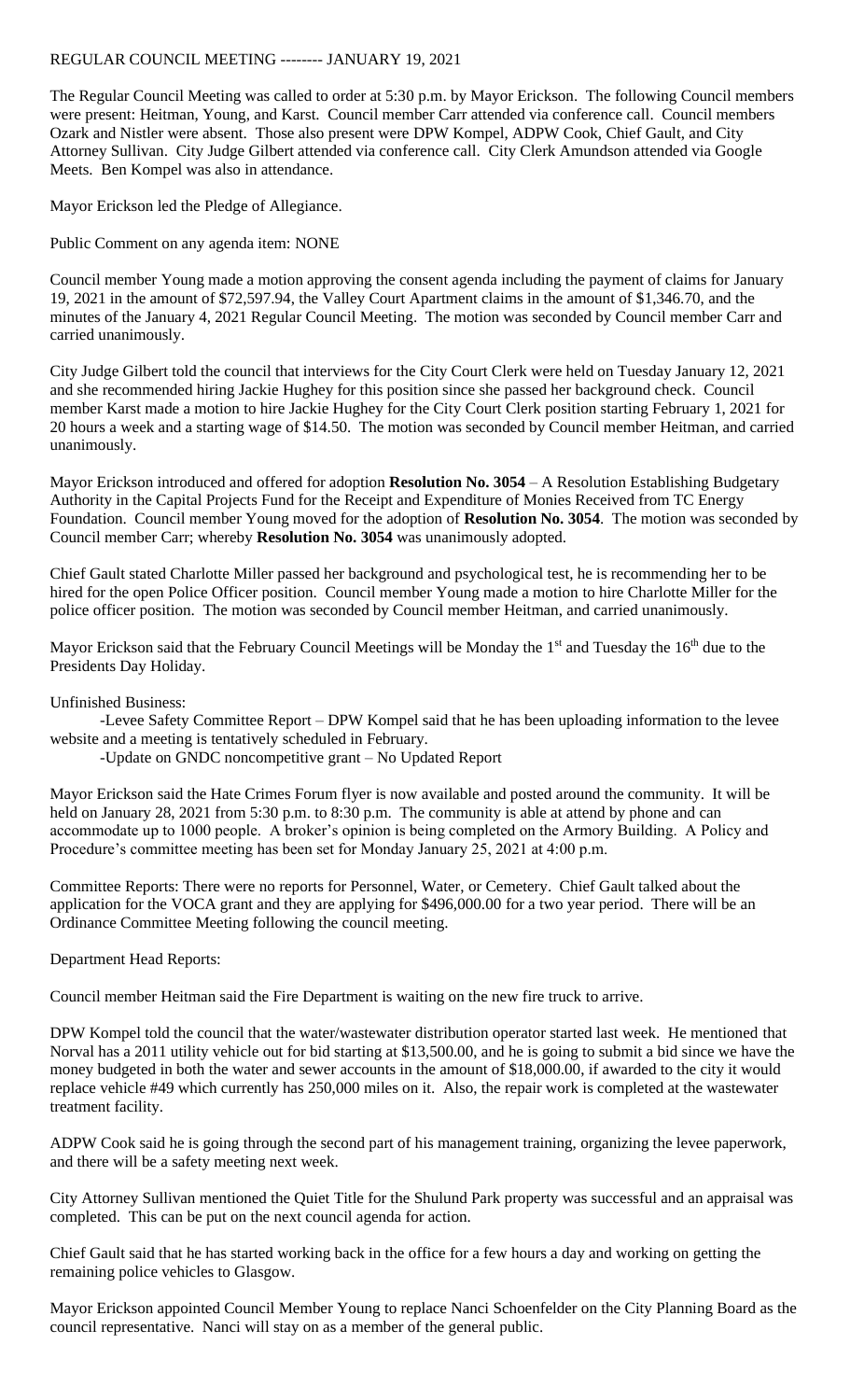REGULAR COUNCIL MEETING -------- JANUARY 19, 2021

The Regular Council Meeting was called to order at 5:30 p.m. by Mayor Erickson. The following Council members were present: Heitman, Young, and Karst. Council member Carr attended via conference call. Council members Ozark and Nistler were absent. Those also present were DPW Kompel, ADPW Cook, Chief Gault, and City Attorney Sullivan. City Judge Gilbert attended via conference call. City Clerk Amundson attended via Google Meets. Ben Kompel was also in attendance.

Mayor Erickson led the Pledge of Allegiance.

Public Comment on any agenda item: NONE

Council member Young made a motion approving the consent agenda including the payment of claims for January 19, 2021 in the amount of $72,597.94, the Valley Court Apartment claims in the amount of $1,346.70, and the minutes of the January 4, 2021 Regular Council Meeting. The motion was seconded by Council member Carr and carried unanimously.

City Judge Gilbert told the council that interviews for the City Court Clerk were held on Tuesday January 12, 2021 and she recommended hiring Jackie Hughey for this position since she passed her background check. Council member Karst made a motion to hire Jackie Hughey for the City Court Clerk position starting February 1, 2021 for 20 hours a week and a starting wage of $14.50. The motion was seconded by Council member Heitman, and carried unanimously.

Mayor Erickson introduced and offered for adoption **Resolution No. 3054** – A Resolution Establishing Budgetary Authority in the Capital Projects Fund for the Receipt and Expenditure of Monies Received from TC Energy Foundation. Council member Young moved for the adoption of **Resolution No. 3054**. The motion was seconded by Council member Carr; whereby **Resolution No. 3054** was unanimously adopted.

Chief Gault stated Charlotte Miller passed her background and psychological test, he is recommending her to be hired for the open Police Officer position. Council member Young made a motion to hire Charlotte Miller for the police officer position. The motion was seconded by Council member Heitman, and carried unanimously.

Mayor Erickson said that the February Council Meetings will be Monday the 1st and Tuesday the 16th due to the Presidents Day Holiday.

Unfinished Business:

-Levee Safety Committee Report – DPW Kompel said that he has been uploading information to the levee website and a meeting is tentatively scheduled in February.

-Update on GNDC noncompetitive grant – No Updated Report

Mayor Erickson said the Hate Crimes Forum flyer is now available and posted around the community. It will be held on January 28, 2021 from 5:30 p.m. to 8:30 p.m. The community is able at attend by phone and can accommodate up to 1000 people. A broker's opinion is being completed on the Armory Building. A Policy and Procedure's committee meeting has been set for Monday January 25, 2021 at 4:00 p.m.

Committee Reports: There were no reports for Personnel, Water, or Cemetery. Chief Gault talked about the application for the VOCA grant and they are applying for $496,000.00 for a two year period. There will be an Ordinance Committee Meeting following the council meeting.

Department Head Reports:

Council member Heitman said the Fire Department is waiting on the new fire truck to arrive.

DPW Kompel told the council that the water/wastewater distribution operator started last week. He mentioned that Norval has a 2011 utility vehicle out for bid starting at $13,500.00, and he is going to submit a bid since we have the money budgeted in both the water and sewer accounts in the amount of $18,000.00, if awarded to the city it would replace vehicle #49 which currently has 250,000 miles on it. Also, the repair work is completed at the wastewater treatment facility.

ADPW Cook said he is going through the second part of his management training, organizing the levee paperwork, and there will be a safety meeting next week.

City Attorney Sullivan mentioned the Quiet Title for the Shulund Park property was successful and an appraisal was completed. This can be put on the next council agenda for action.

Chief Gault said that he has started working back in the office for a few hours a day and working on getting the remaining police vehicles to Glasgow.

Mayor Erickson appointed Council Member Young to replace Nanci Schoenfelder on the City Planning Board as the council representative. Nanci will stay on as a member of the general public.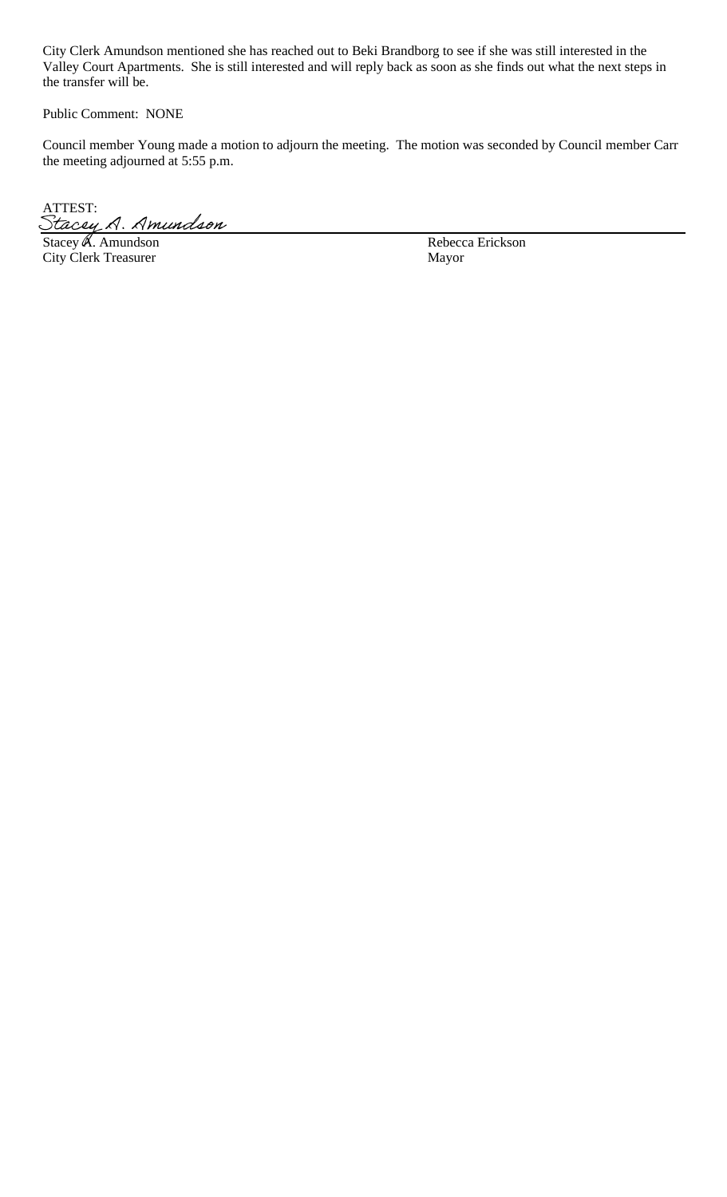City Clerk Amundson mentioned she has reached out to Beki Brandborg to see if she was still interested in the Valley Court Apartments. She is still interested and will reply back as soon as she finds out what the next steps in the transfer will be.

Public Comment: NONE

Council member Young made a motion to adjourn the meeting. The motion was seconded by Council member Carr the meeting adjourned at 5:55 p.m.

ATTEST:

*Stacey A. Amundson*

Stacey A. Amundson
City Clerk Treasurer

Rebecca Erickson
Mayor